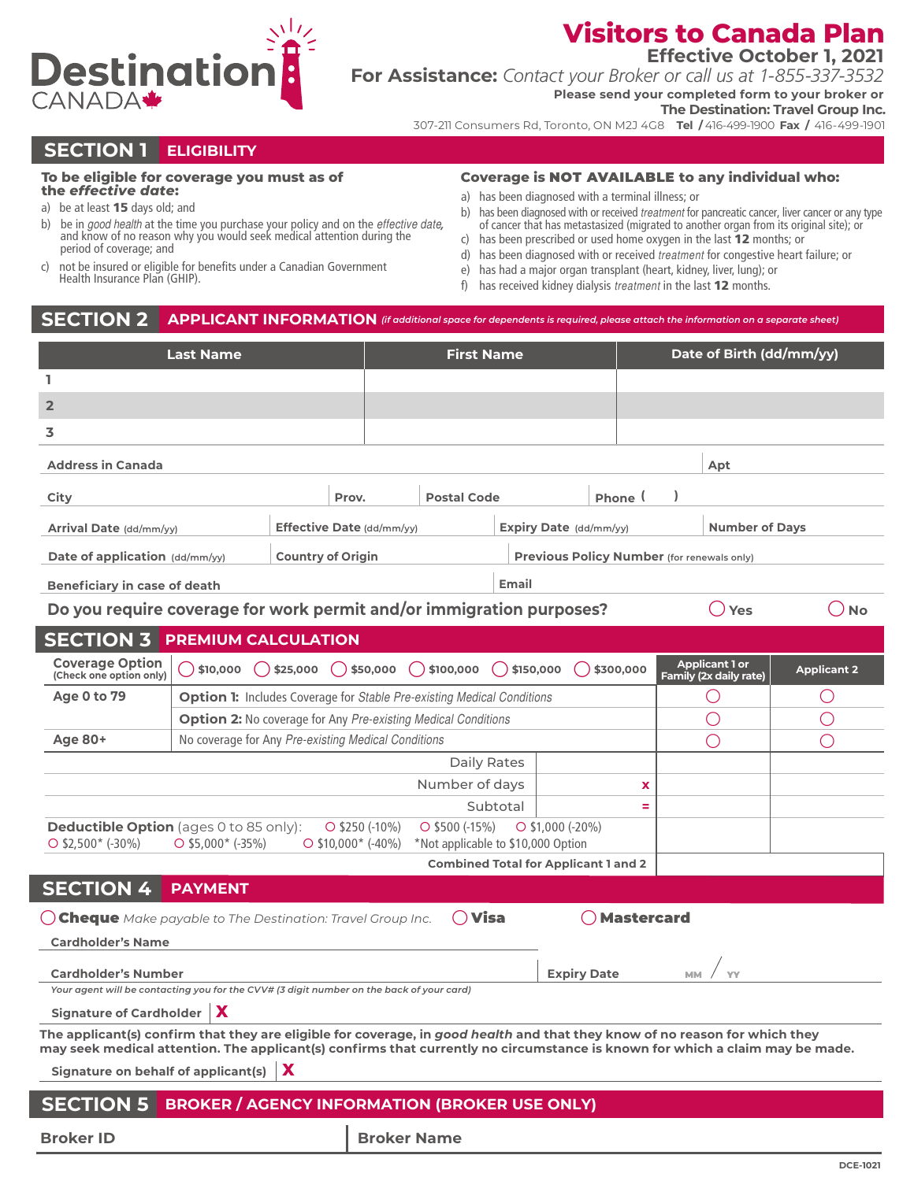Destination CANADA

# Visitors to Canada Plan

**Effective October 1, 2021**

**For Assistance:** *Contact your Broker or call us at 1-855-337-3532*

**Please send your completed form to your broker or**
**The Destination: Travel Group Inc.**
307-211 Consumers Rd, Toronto, ON M2J 4G8 **Tel** / 416-499-1900 **Fax** / 416-499-1901

## SECTION 1 ELIGIBILITY

**To be eligible for coverage you must as of the *effective date*:**

a) be at least **15** days old; and
b) be in *good health* at the time you purchase your policy and on the *effective date*, and know of no reason why you would seek medical attention during the period of coverage; and
c) not be insured or eligible for benefits under a Canadian Government Health Insurance Plan (GHIP).

**Coverage is NOT AVAILABLE to any individual who:**

a) has been diagnosed with a terminal illness; or
b) has been diagnosed with or received *treatment* for pancreatic cancer, liver cancer or any type of cancer that has metastasized (migrated to another organ from its original site); or
c) has been prescribed or used home oxygen in the last **12** months; or
d) has been diagnosed with or received *treatment* for congestive heart failure; or
e) has had a major organ transplant (heart, kidney, liver, lung); or
f) has received kidney dialysis *treatment* in the last **12** months.

## SECTION 2 APPLICANT INFORMATION *(if additional space for dependents is required, please attach the information on a separate sheet)*

| | Last Name | First Name | Date of Birth (dd/mm/yy) |
|---|---|---|---|
| 1 | | | |
| 2 | | | |
| 3 | | | |

**Address in Canada** | **Apt**

**City** | **Prov.** | **Postal Code** | **Phone** ( )

**Arrival Date** (dd/mm/yy) | **Effective Date** (dd/mm/yy) | **Expiry Date** (dd/mm/yy) | **Number of Days**

**Date of application** (dd/mm/yy) | **Country of Origin** | **Previous Policy Number** (for renewals only)

**Beneficiary in case of death** | **Email**

**Do you require coverage for work permit and/or immigration purposes?** ◯ Yes ◯ No

## SECTION 3 PREMIUM CALCULATION

**Coverage Option** (Check one option only): ◯ $10,000 ◯ $25,000 ◯ $50,000 ◯ $100,000 ◯ $150,000 ◯ $300,000

| | | Applicant 1 or Family (2x daily rate) | Applicant 2 |
|---|---|---|---|
| **Age 0 to 79** | **Option 1:** Includes Coverage for *Stable Pre-existing Medical Conditions* | ◯ | ◯ |
| | **Option 2:** No coverage for Any *Pre-existing Medical Conditions* | ◯ | ◯ |
| **Age 80+** | No coverage for Any *Pre-existing Medical Conditions* | ◯ | ◯ |
| | Daily Rates | | |
| | Number of days x | | |
| | Subtotal = | | |

**Deductible Option** (ages 0 to 85 only): ◯ $250 (-10%) ◯ $500 (-15%) ◯ $1,000 (-20%) ◯ $2,500* (-30%) ◯ $5,000* (-35%) ◯ $10,000* (-40%) *Not applicable to $10,000 Option

**Combined Total for Applicant 1 and 2**

## SECTION 4 PAYMENT

◯ **Cheque** *Make payable to The Destination: Travel Group Inc.* ◯ **Visa** ◯ **Mastercard**

**Cardholder's Name**

**Cardholder's Number** | **Expiry Date** MM / YY

*Your agent will be contacting you for the CVV# (3 digit number on the back of your card)*

**Signature of Cardholder** X

**The applicant(s) confirm that they are eligible for coverage, in *good health* and that they know of no reason for which they may seek medical attention. The applicant(s) confirms that currently no circumstance is known for which a claim may be made.**

**Signature on behalf of applicant(s)** X

## SECTION 5 BROKER / AGENCY INFORMATION (BROKER USE ONLY)

**Broker ID** | **Broker Name**

DCE-1021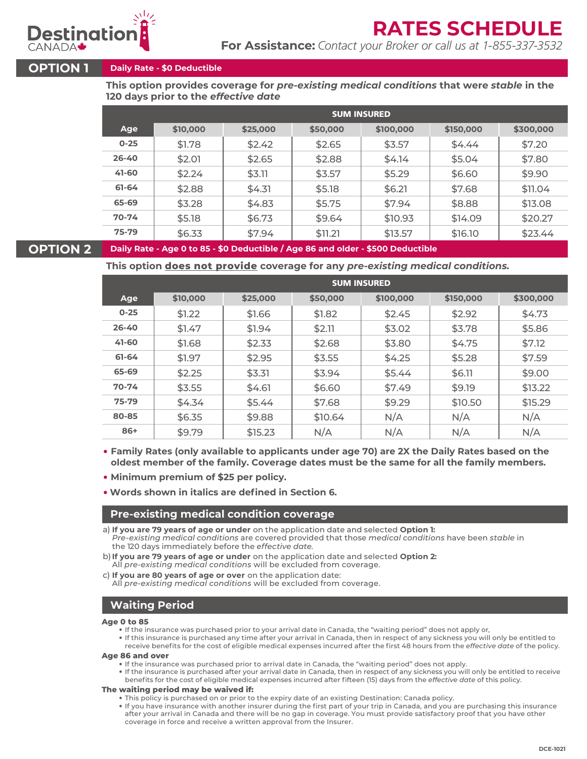# RATES SCHEDULE

**For Assistance:** *Contact your Broker or call us at 1-855-337-3532*

## OPTION 1 — Daily Rate - $0 Deductible

**This option provides coverage for *pre-existing medical conditions* that were *stable* in the 120 days prior to the *effective date***

| | SUM INSURED | | | | | |
|---|---|---|---|---|---|---|
| **Age** | **$10,000** | **$25,000** | **$50,000** | **$100,000** | **$150,000** | **$300,000** |
| **0-25** | $1.78 | $2.42 | $2.65 | $3.57 | $4.44 | $7.20 |
| **26-40** | $2.01 | $2.65 | $2.88 | $4.14 | $5.04 | $7.80 |
| **41-60** | $2.24 | $3.11 | $3.57 | $5.29 | $6.60 | $9.90 |
| **61-64** | $2.88 | $4.31 | $5.18 | $6.21 | $7.68 | $11.04 |
| **65-69** | $3.28 | $4.83 | $5.75 | $7.94 | $8.88 | $13.08 |
| **70-74** | $5.18 | $6.73 | $9.64 | $10.93 | $14.09 | $20.27 |
| **75-79** | $6.33 | $7.94 | $11.21 | $13.57 | $16.10 | $23.44 |

## OPTION 2 — Daily Rate - Age 0 to 85 - $0 Deductible / Age 86 and older - $500 Deductible

**This option <u>does not provide</u> coverage for any *pre-existing medical conditions.***

| | SUM INSURED | | | | | |
|---|---|---|---|---|---|---|
| **Age** | **$10,000** | **$25,000** | **$50,000** | **$100,000** | **$150,000** | **$300,000** |
| **0-25** | $1.22 | $1.66 | $1.82 | $2.45 | $2.92 | $4.73 |
| **26-40** | $1.47 | $1.94 | $2.11 | $3.02 | $3.78 | $5.86 |
| **41-60** | $1.68 | $2.33 | $2.68 | $3.80 | $4.75 | $7.12 |
| **61-64** | $1.97 | $2.95 | $3.55 | $4.25 | $5.28 | $7.59 |
| **65-69** | $2.25 | $3.31 | $3.94 | $5.44 | $6.11 | $9.00 |
| **70-74** | $3.55 | $4.61 | $6.60 | $7.49 | $9.19 | $13.22 |
| **75-79** | $4.34 | $5.44 | $7.68 | $9.29 | $10.50 | $15.29 |
| **80-85** | $6.35 | $9.88 | $10.64 | N/A | N/A | N/A |
| **86+** | $9.79 | $15.23 | N/A | N/A | N/A | N/A |

- **Family Rates (only available to applicants under age 70) are 2X the Daily Rates based on the oldest member of the family. Coverage dates must be the same for all the family members.**
- **Minimum premium of $25 per policy.**
- **Words shown in italics are defined in Section 6.**

## Pre-existing medical condition coverage

a) **If you are 79 years of age or under** on the application date and selected **Option 1:**
*Pre-existing medical conditions* are covered provided that those *medical conditions* have been *stable* in the 120 days immediately before the *effective date.*

b) **If you are 79 years of age or under** on the application date and selected **Option 2:**
All *pre-existing medical conditions* will be excluded from coverage.

c) **If you are 80 years of age or over** on the application date:
All *pre-existing medical conditions* will be excluded from coverage.

## Waiting Period

**Age 0 to 85**

- If the insurance was purchased prior to your arrival date in Canada, the "waiting period" does not apply or,
- If this insurance is purchased any time after your arrival in Canada, then in respect of any sickness you will only be entitled to receive benefits for the cost of eligible medical expenses incurred after the first 48 hours from the *effective date* of the policy.

**Age 86 and over**

- If the insurance was purchased prior to arrival date in Canada, the "waiting period" does not apply.
- If the insurance is purchased after your arrival date in Canada, then in respect of any sickness you will only be entitled to receive benefits for the cost of eligible medical expenses incurred after fifteen (15) days from the *effective date* of this policy.

**The waiting period may be waived if:**

- This policy is purchased on or prior to the expiry date of an existing Destination: Canada policy.
- If you have insurance with another insurer during the first part of your trip in Canada, and you are purchasing this insurance after your arrival in Canada and there will be no gap in coverage. You must provide satisfactory proof that you have other coverage in force and receive a written approval from the Insurer.

DCE-1021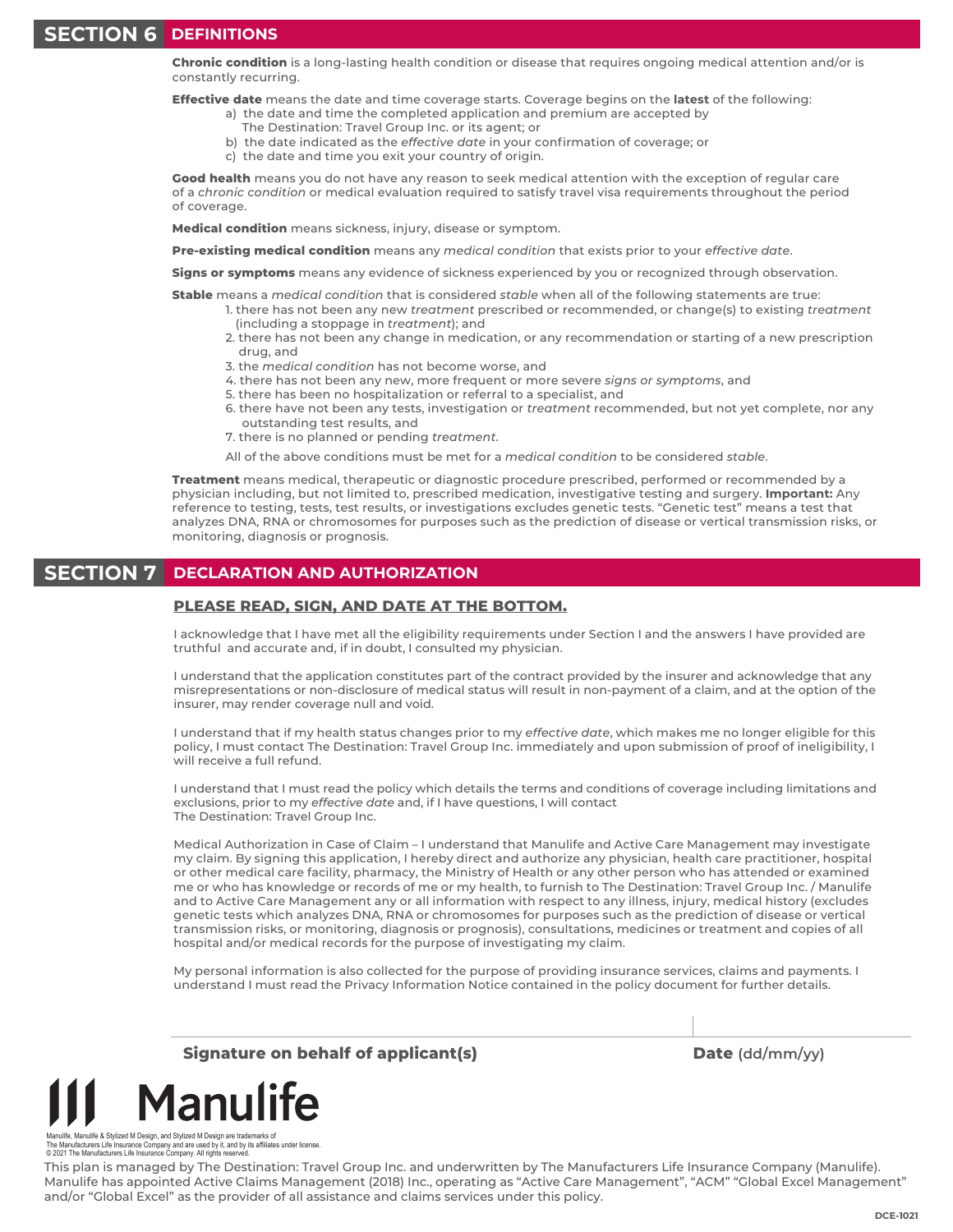## SECTION 6 DEFINITIONS

**Chronic condition** is a long-lasting health condition or disease that requires ongoing medical attention and/or is constantly recurring.

**Effective date** means the date and time coverage starts. Coverage begins on the **latest** of the following:

a) the date and time the completed application and premium are accepted by The Destination: Travel Group Inc. or its agent; or
b) the date indicated as the *effective date* in your confirmation of coverage; or
c) the date and time you exit your country of origin.

**Good health** means you do not have any reason to seek medical attention with the exception of regular care of a *chronic condition* or medical evaluation required to satisfy travel visa requirements throughout the period of coverage.

**Medical condition** means sickness, injury, disease or symptom.

**Pre-existing medical condition** means any *medical condition* that exists prior to your *effective date*.

**Signs or symptoms** means any evidence of sickness experienced by you or recognized through observation.

**Stable** means a *medical condition* that is considered *stable* when all of the following statements are true:

1. there has not been any new *treatment* prescribed or recommended, or change(s) to existing *treatment* (including a stoppage in *treatment*); and
2. there has not been any change in medication, or any recommendation or starting of a new prescription drug, and
3. the *medical condition* has not become worse, and
4. there has not been any new, more frequent or more severe *signs or symptoms*, and
5. there has been no hospitalization or referral to a specialist, and
6. there have not been any tests, investigation or *treatment* recommended, but not yet complete, nor any outstanding test results, and
7. there is no planned or pending *treatment*.

All of the above conditions must be met for a *medical condition* to be considered *stable*.

**Treatment** means medical, therapeutic or diagnostic procedure prescribed, performed or recommended by a physician including, but not limited to, prescribed medication, investigative testing and surgery. **Important:** Any reference to testing, tests, test results, or investigations excludes genetic tests. "Genetic test" means a test that analyzes DNA, RNA or chromosomes for purposes such as the prediction of disease or vertical transmission risks, or monitoring, diagnosis or prognosis.

## SECTION 7 DECLARATION AND AUTHORIZATION

**PLEASE READ, SIGN, AND DATE AT THE BOTTOM.**

I acknowledge that I have met all the eligibility requirements under Section I and the answers I have provided are truthful and accurate and, if in doubt, I consulted my physician.

I understand that the application constitutes part of the contract provided by the insurer and acknowledge that any misrepresentations or non-disclosure of medical status will result in non-payment of a claim, and at the option of the insurer, may render coverage null and void.

I understand that if my health status changes prior to my *effective date*, which makes me no longer eligible for this policy, I must contact The Destination: Travel Group Inc. immediately and upon submission of proof of ineligibility, I will receive a full refund.

I understand that I must read the policy which details the terms and conditions of coverage including limitations and exclusions, prior to my *effective date* and, if I have questions, I will contact The Destination: Travel Group Inc.

Medical Authorization in Case of Claim – I understand that Manulife and Active Care Management may investigate my claim. By signing this application, I hereby direct and authorize any physician, health care practitioner, hospital or other medical care facility, pharmacy, the Ministry of Health or any other person who has attended or examined me or who has knowledge or records of me or my health, to furnish to The Destination: Travel Group Inc. / Manulife and to Active Care Management any or all information with respect to any illness, injury, medical history (excludes genetic tests which analyzes DNA, RNA or chromosomes for purposes such as the prediction of disease or vertical transmission risks, or monitoring, diagnosis or prognosis), consultations, medicines or treatment and copies of all hospital and/or medical records for the purpose of investigating my claim.

My personal information is also collected for the purpose of providing insurance services, claims and payments. I understand I must read the Privacy Information Notice contained in the policy document for further details.

**Signature on behalf of applicant(s)** **Date** (dd/mm/yy)

Manulife

Manulife, Manulife & Stylized M Design, and Stylized M Design are trademarks of The Manufacturers Life Insurance Company and are used by it, and by its affiliates under license.
© 2021 The Manufacturers Life Insurance Company. All rights reserved.

This plan is managed by The Destination: Travel Group Inc. and underwritten by The Manufacturers Life Insurance Company (Manulife). Manulife has appointed Active Claims Management (2018) Inc., operating as "Active Care Management", "ACM" "Global Excel Management" and/or "Global Excel" as the provider of all assistance and claims services under this policy.

DCE-1021